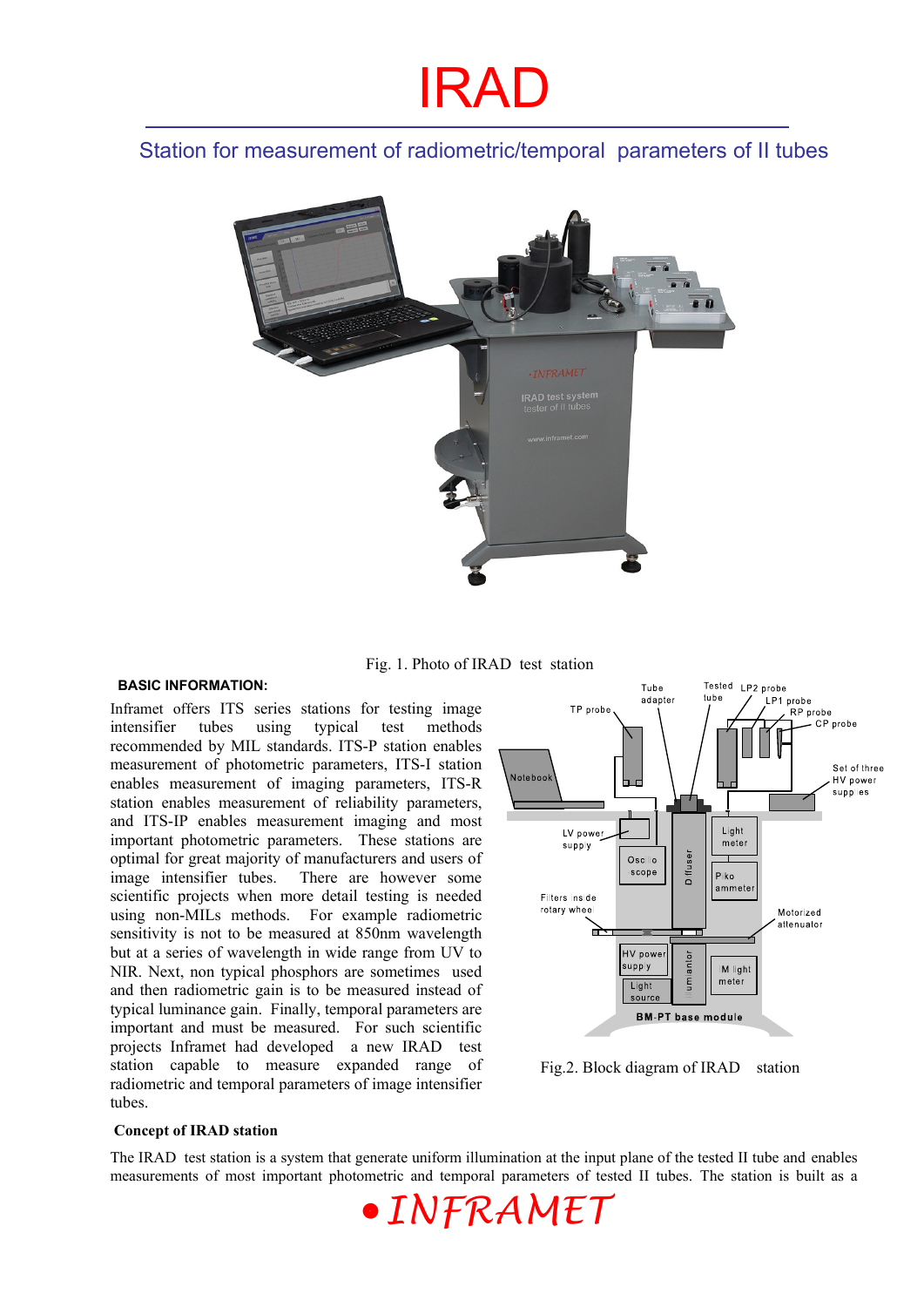# IRAD

## Station for measurement of radiometric/temporal parameters of II tubes

Fig. 1. Photo of IRAD test station

**BASIC INFORMATION:**

Inframet offers ITS series stations for testing image intensifier tubes using typical test methods recommended by MIL standards. ITS-P station enables measurement of photometric parameters, ITS-I station enables measurement of imaging parameters, ITS-R station enables measurement of reliability parameters, and ITS-IP enables measurement imaging and most important photometric parameters. These stations are optimal for great majority of manufacturers and users of image intensifier tubes. There are however some scientific projects when more detail testing is needed using non-MILs methods. For example radiometric sensitivity is not to be measured at 850nm wavelength but at a series of wavelength in wide range from UV to NIR. Next, non typical phosphors are sometimes used and then radiometric gain is to be measured instead of typical luminance gain. Finally, temporal parameters are important and must be measured. For such scientific projects Inframet had developed a new IRAD test station capable to measure expanded range of radiometric and temporal parameters of image intensifier tubes.

Fig.2. Block diagram of IRAD station

**Concept of IRAD station**

The IRAD test station is a system that generate uniform illumination at the input plane of the tested II tube and enables measurements of most important photometric and temporal parameters of tested II tubes. The station is built as a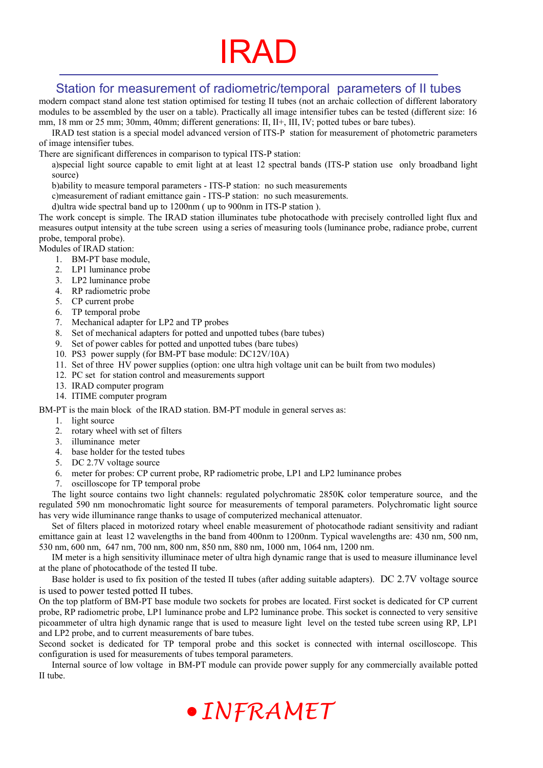# IRAD

## Station for measurement of radiometric/temporal parameters of II tubes

modern compact stand alone test station optimised for testing II tubes (not an archaic collection of different laboratory modules to be assembled by the user on a table). Practically all image intensifier tubes can be tested (different size: 16 mm, 18 mm or 25 mm; 30mm, 40mm; different generations: II, II+, III, IV; potted tubes or bare tubes).

IRAD test station is a special model advanced version of ITS-P station for measurement of photometric parameters of image intensifier tubes.

There are significant differences in comparison to typical ITS-P station:

a)special light source capable to emit light at at least 12 spectral bands (ITS-P station use only broadband light source)

b)ability to measure temporal parameters - ITS-P station: no such measurements

c)measurement of radiant emittance gain - ITS-P station: no such measurements.

d)ultra wide spectral band up to 1200nm ( up to 900nm in ITS-P station ).

The work concept is simple. The IRAD station illuminates tube photocathode with precisely controlled light flux and measures output intensity at the tube screen using a series of measuring tools (luminance probe, radiance probe, current probe, temporal probe).

Modules of IRAD station:

1. BM-PT base module,
2. LP1 luminance probe
3. LP2 luminance probe
4. RP radiometric probe
5. CP current probe
6. TP temporal probe
7. Mechanical adapter for LP2 and TP probes
8. Set of mechanical adapters for potted and unpotted tubes (bare tubes)
9. Set of power cables for potted and unpotted tubes (bare tubes)
10. PS3 power supply (for BM-PT base module: DC12V/10A)
11. Set of three HV power supplies (option: one ultra high voltage unit can be built from two modules)
12. PC set for station control and measurements support
13. IRAD computer program
14. ITIME computer program

BM-PT is the main block of the IRAD station. BM-PT module in general serves as:

1. light source
2. rotary wheel with set of filters
3. illuminance meter
4. base holder for the tested tubes
5. DC 2.7V voltage source
6. meter for probes: CP current probe, RP radiometric probe, LP1 and LP2 luminance probes
7. oscilloscope for TP temporal probe

The light source contains two light channels: regulated polychromatic 2850K color temperature source, and the regulated 590 nm monochromatic light source for measurements of temporal parameters. Polychromatic light source has very wide illuminance range thanks to usage of computerized mechanical attenuator.

Set of filters placed in motorized rotary wheel enable measurement of photocathode radiant sensitivity and radiant emittance gain at least 12 wavelengths in the band from 400nm to 1200nm. Typical wavelengths are: 430 nm, 500 nm, 530 nm, 600 nm, 647 nm, 700 nm, 800 nm, 850 nm, 880 nm, 1000 nm, 1064 nm, 1200 nm.

IM meter is a high sensitivity illuminace meter of ultra high dynamic range that is used to measure illuminance level at the plane of photocathode of the tested II tube.

Base holder is used to fix position of the tested II tubes (after adding suitable adapters). DC 2.7V voltage source is used to power tested potted II tubes.

On the top platform of BM-PT base module two sockets for probes are located. First socket is dedicated for CP current probe, RP radiometric probe, LP1 luminance probe and LP2 luminance probe. This socket is connected to very sensitive picoammeter of ultra high dynamic range that is used to measure light level on the tested tube screen using RP, LP1 and LP2 probe, and to current measurements of bare tubes.

Second socket is dedicated for TP temporal probe and this socket is connected with internal oscilloscope. This configuration is used for measurements of tubes temporal parameters.

Internal source of low voltage in BM-PT module can provide power supply for any commercially available potted II tube.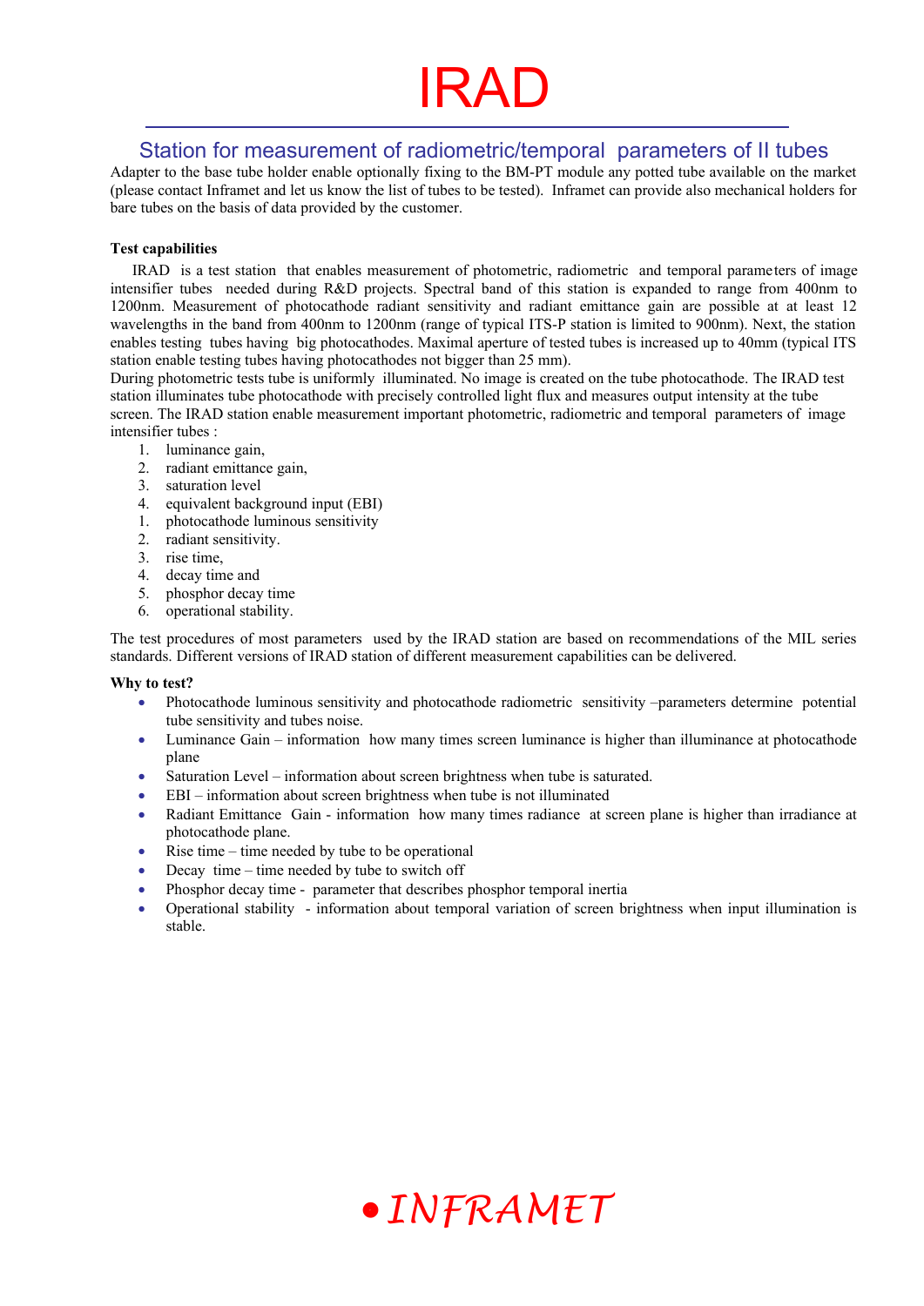# IRAD

## Station for measurement of radiometric/temporal parameters of II tubes

Adapter to the base tube holder enable optionally fixing to the BM-PT module any potted tube available on the market (please contact Inframet and let us know the list of tubes to be tested). Inframet can provide also mechanical holders for bare tubes on the basis of data provided by the customer.

**Test capabilities**

IRAD is a test station that enables measurement of photometric, radiometric and temporal parameters of image intensifier tubes needed during R&D projects. Spectral band of this station is expanded to range from 400nm to 1200nm. Measurement of photocathode radiant sensitivity and radiant emittance gain are possible at at least 12 wavelengths in the band from 400nm to 1200nm (range of typical ITS-P station is limited to 900nm). Next, the station enables testing tubes having big photocathodes. Maximal aperture of tested tubes is increased up to 40mm (typical ITS station enable testing tubes having photocathodes not bigger than 25 mm).

During photometric tests tube is uniformly illuminated. No image is created on the tube photocathode. The IRAD test station illuminates tube photocathode with precisely controlled light flux and measures output intensity at the tube screen. The IRAD station enable measurement important photometric, radiometric and temporal parameters of image intensifier tubes :

1. luminance gain,
2. radiant emittance gain,
3. saturation level
4. equivalent background input (EBI)
1. photocathode luminous sensitivity
2. radiant sensitivity.
3. rise time,
4. decay time and
5. phosphor decay time
6. operational stability.

The test procedures of most parameters used by the IRAD station are based on recommendations of the MIL series standards. Different versions of IRAD station of different measurement capabilities can be delivered.

**Why to test?**

- Photocathode luminous sensitivity and photocathode radiometric sensitivity –parameters determine potential tube sensitivity and tubes noise.
- Luminance Gain – information how many times screen luminance is higher than illuminance at photocathode plane
- Saturation Level – information about screen brightness when tube is saturated.
- EBI – information about screen brightness when tube is not illuminated
- Radiant Emittance Gain - information how many times radiance at screen plane is higher than irradiance at photocathode plane.
- Rise time – time needed by tube to be operational
- Decay time – time needed by tube to switch off
- Phosphor decay time - parameter that describes phosphor temporal inertia
- Operational stability - information about temporal variation of screen brightness when input illumination is stable.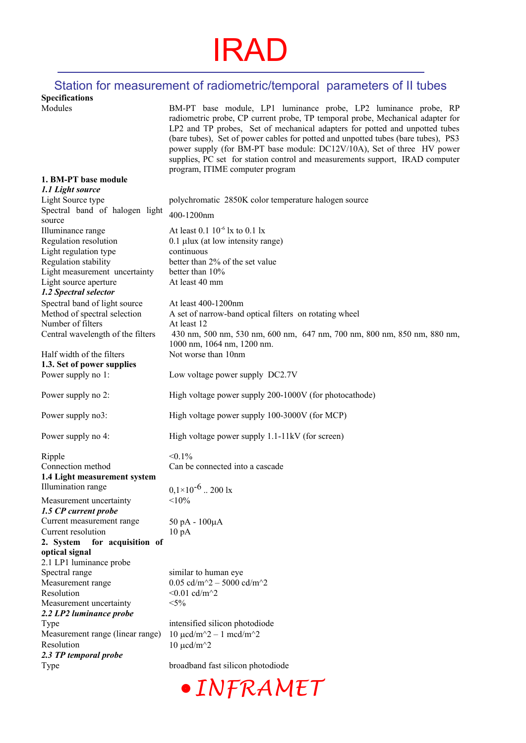# IRAD

## Station for measurement of radiometric/temporal parameters of II tubes

| **Specifications** | |
|---|---|
| Modules | BM-PT base module, LP1 luminance probe, LP2 luminance probe, RP radiometric probe, CP current probe, TP temporal probe, Mechanical adapter for LP2 and TP probes, Set of mechanical adapters for potted and unpotted tubes (bare tubes), Set of power cables for potted and unpotted tubes (bare tubes), PS3 power supply (for BM-PT base module: DC12V/10A), Set of three HV power supplies, PC set for station control and measurements support, IRAD computer program, ITIME computer program |
| **1. BM-PT base module** | |
| ***1.1 Light source*** | |
| Light Source type | polychromatic 2850K color temperature halogen source |
| Spectral band of halogen light source | 400-1200nm |
| Illuminance range | At least 0.1 $10^{-6}$ lx to 0.1 lx |
| Regulation resolution | 0.1 µlux (at low intensity range) |
| Light regulation type | continuous |
| Regulation stability | better than 2% of the set value |
| Light measurement uncertainty | better than 10% |
| Light source aperture | At least 40 mm |
| ***1.2 Spectral selector*** | |
| Spectral band of light source | At least 400-1200nm |
| Method of spectral selection | A set of narrow-band optical filters on rotating wheel |
| Number of filters | At least 12 |
| Central wavelength of the filters | 430 nm, 500 nm, 530 nm, 600 nm, 647 nm, 700 nm, 800 nm, 850 nm, 880 nm, 1000 nm, 1064 nm, 1200 nm. |
| Half width of the filters | Not worse than 10nm |
| **1.3. Set of power supplies** | |
| Power supply no 1: | Low voltage power supply DC2.7V |
| Power supply no 2: | High voltage power supply 200-1000V (for photocathode) |
| Power supply no3: | High voltage power supply 100-3000V (for MCP) |
| Power supply no 4: | High voltage power supply 1.1-11kV (for screen) |
| Ripple | <0.1% |
| Connection method | Can be connected into a cascade |
| **1.4 Light measurement system** | |
| Illumination range | $0,1\times10^{-6}$ .. 200 lx |
| Measurement uncertainty | <10% |
| ***1.5 CP current probe*** | |
| Current measurement range | 50 pA - 100µA |
| Current resolution | 10 pA |
| **2. System for acquisition of optical signal** | |
| 2.1 LP1 luminance probe | |
| Spectral range | similar to human eye |
| Measurement range | 0.05 cd/m^2 – 5000 cd/m^2 |
| Resolution | <0.01 cd/m^2 |
| Measurement uncertainty | <5% |
| ***2.2 LP2 luminance probe*** | |
| Type | intensified silicon photodiode |
| Measurement range (linear range) | 10 µcd/m^2 – 1 mcd/m^2 |
| Resolution | 10 µcd/m^2 |
| ***2.3 TP temporal probe*** | |
| Type | broadband fast silicon photodiode |

● INFRAMET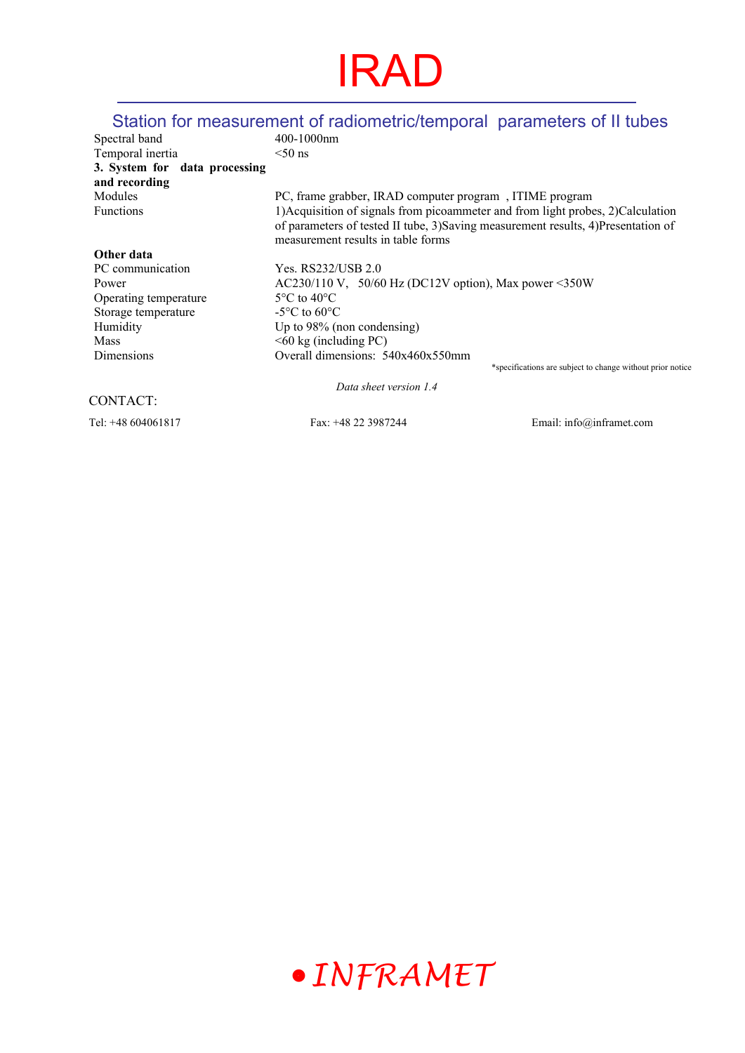# IRAD

## Station for measurement of radiometric/temporal parameters of II tubes

| | |
|---|---|
| Spectral band | 400-1000nm |
| Temporal inertia | <50 ns |
| **3. System for data processing and recording** | |
| Modules | PC, frame grabber, IRAD computer program , ITIME program |
| Functions | 1)Acquisition of signals from picoammeter and from light probes, 2)Calculation of parameters of tested II tube, 3)Saving measurement results, 4)Presentation of measurement results in table forms |
| **Other data** | |
| PC communication | Yes. RS232/USB 2.0 |
| Power | AC230/110 V, 50/60 Hz (DC12V option), Max power <350W |
| Operating temperature | 5°C to 40°C |
| Storage temperature | -5°C to 60°C |
| Humidity | Up to 98% (non condensing) |
| Mass | <60 kg (including PC) |
| Dimensions | Overall dimensions: 540x460x550mm |

*specifications are subject to change without prior notice

*Data sheet version 1.4*

CONTACT:

Tel: +48 604061817 Fax: +48 22 3987244 Email: info@inframet.com

INFRAMET